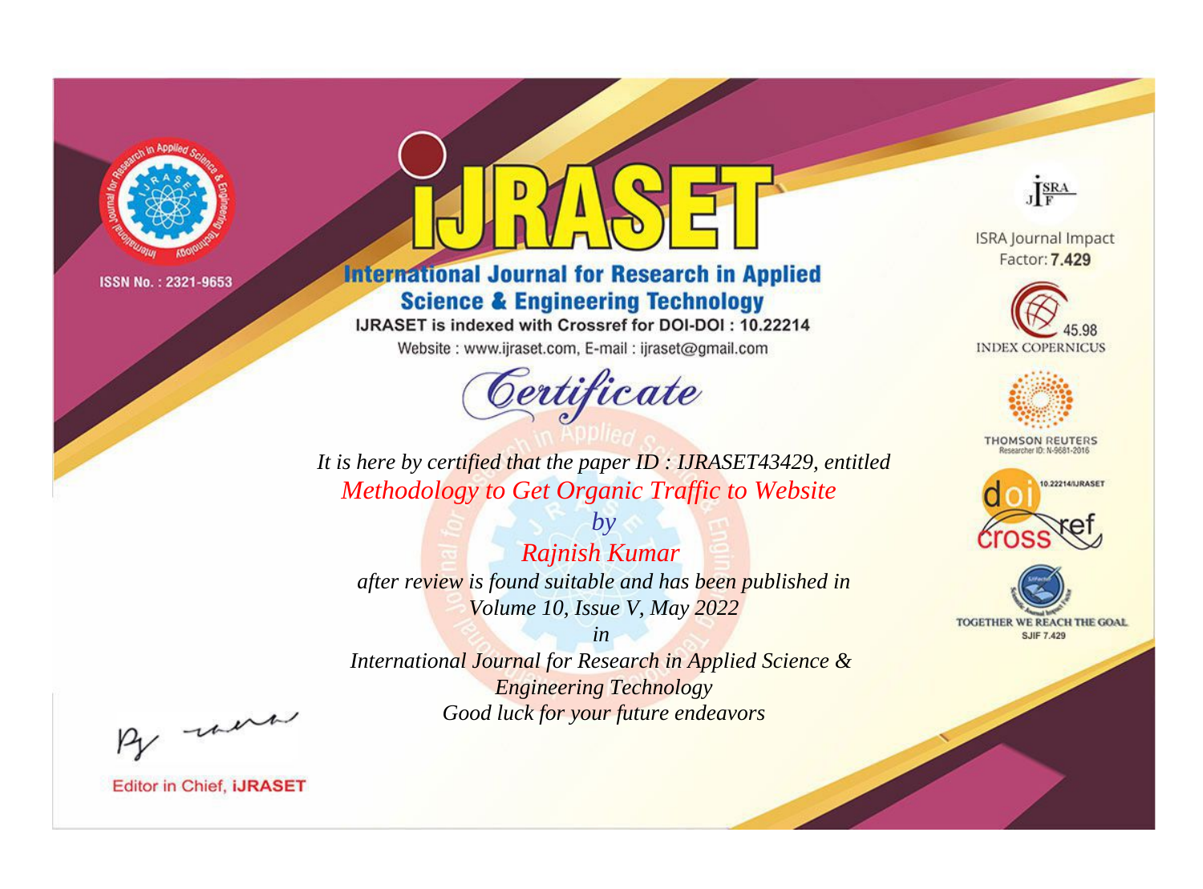ISSN No. : 2321-9653

# IJRASET

## International Journal for Research in Applied Science & Engineering Technology

IJRASET is indexed with Crossref for DOI-DOI : 10.22214

Website : www.ijraset.com, E-mail : ijraset@gmail.com

ISRA Journal Impact Factor: **7.429**

45.98 INDEX COPERNICUS

THOMSON REUTERS Researcher ID: N-9681-2016

10.22214/IJRASET

TOGETHER WE REACH THE GOAL SJIF 7.429

# *Certificate*

*It is here by certified that the paper ID : IJRASET43429, entitled*

*Methodology to Get Organic Traffic to Website*

*by*

*Rajnish Kumar*

*after review is found suitable and has been published in*

*Volume 10, Issue V, May 2022*

*in*

*International Journal for Research in Applied Science & Engineering Technology*

*Good luck for your future endeavors*

Editor in Chief, **iJRASET**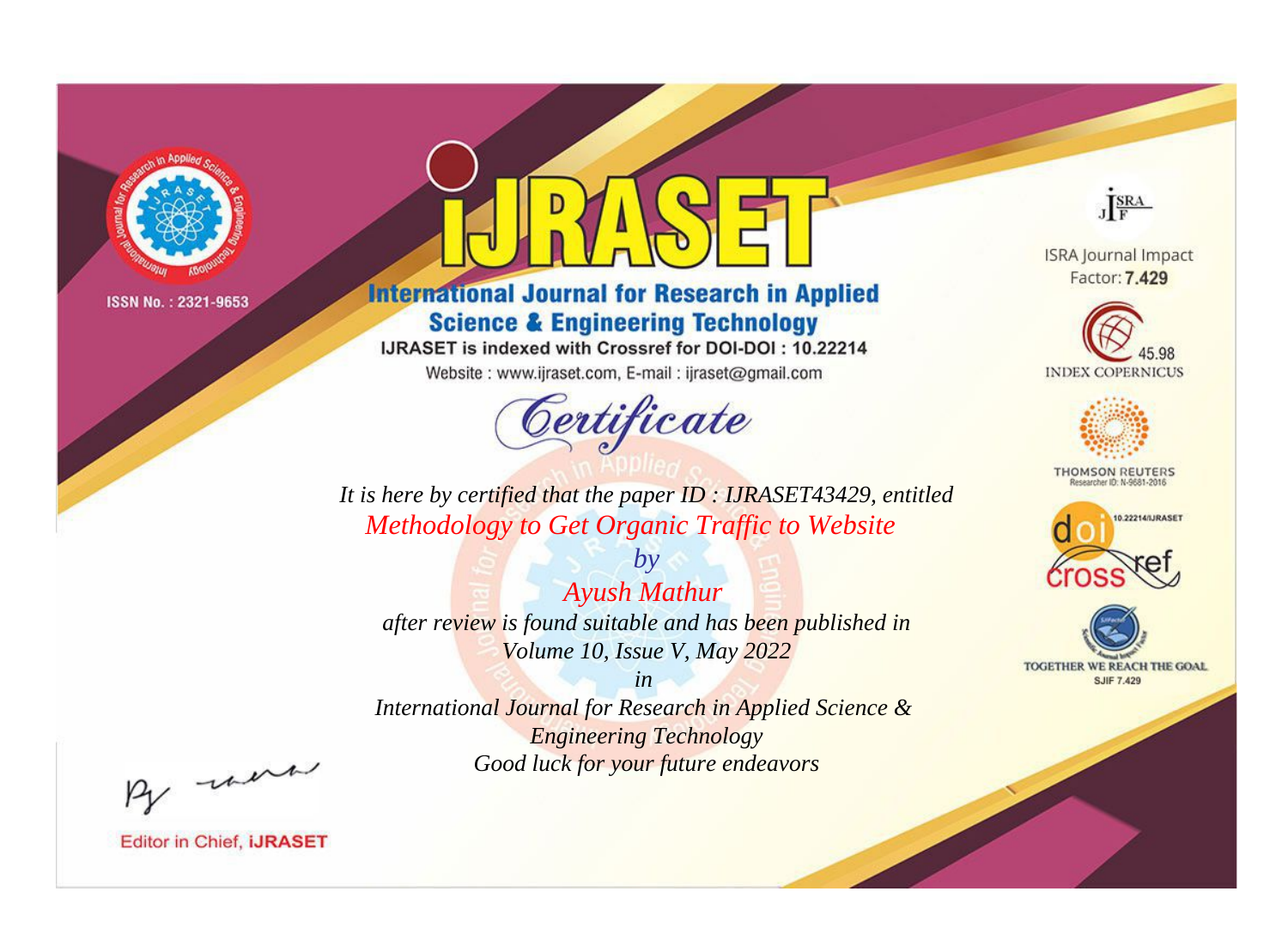ISSN No. : 2321-9653

# iJRASET

## International Journal for Research in Applied Science & Engineering Technology

IJRASET is indexed with Crossref for DOI-DOI : 10.22214

Website : www.ijraset.com, E-mail : ijraset@gmail.com

# Certificate

*It is here by certified that the paper ID : IJRASET43429, entitled*

*Methodology to Get Organic Traffic to Website*

*by*

*Ayush Mathur*

*after review is found suitable and has been published in*

*Volume 10, Issue V, May 2022*

*in*

*International Journal for Research in Applied Science & Engineering Technology*

*Good luck for your future endeavors*

ISRA Journal Impact Factor: **7.429**

45.98 INDEX COPERNICUS

THOMSON REUTERS Researcher ID: N-9681-2016

10.22214/IJRASET

TOGETHER WE REACH THE GOAL SJIF 7.429

Editor in Chief, **iJRASET**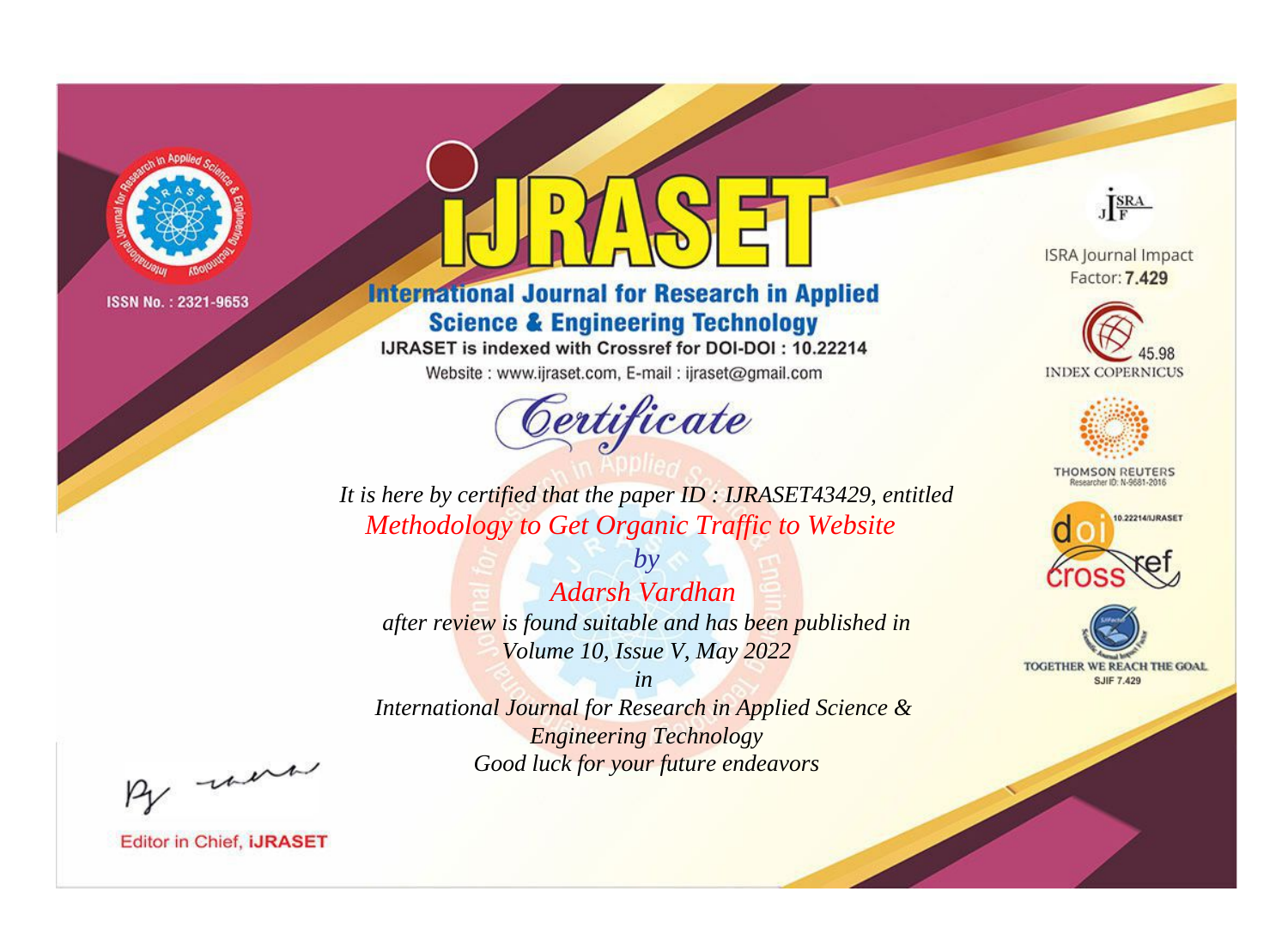ISSN No. : 2321-9653

# iJRASET

## International Journal for Research in Applied Science & Engineering Technology

IJRASET is indexed with Crossref for DOI-DOI : 10.22214

Website : www.ijraset.com, E-mail : ijraset@gmail.com

ISRA Journal Impact Factor: **7.429**

45.98 INDEX COPERNICUS

THOMSON REUTERS Researcher ID: N-9681-2016

10.22214/IJRASET

TOGETHER WE REACH THE GOAL SJIF 7.429

# Certificate

*It is here by certified that the paper ID : IJRASET43429, entitled*

*Methodology to Get Organic Traffic to Website*

*by*

*Adarsh Vardhan*

*after review is found suitable and has been published in*

*Volume 10, Issue V, May 2022*

*in*

*International Journal for Research in Applied Science & Engineering Technology*

*Good luck for your future endeavors*

Editor in Chief, **iJRASET**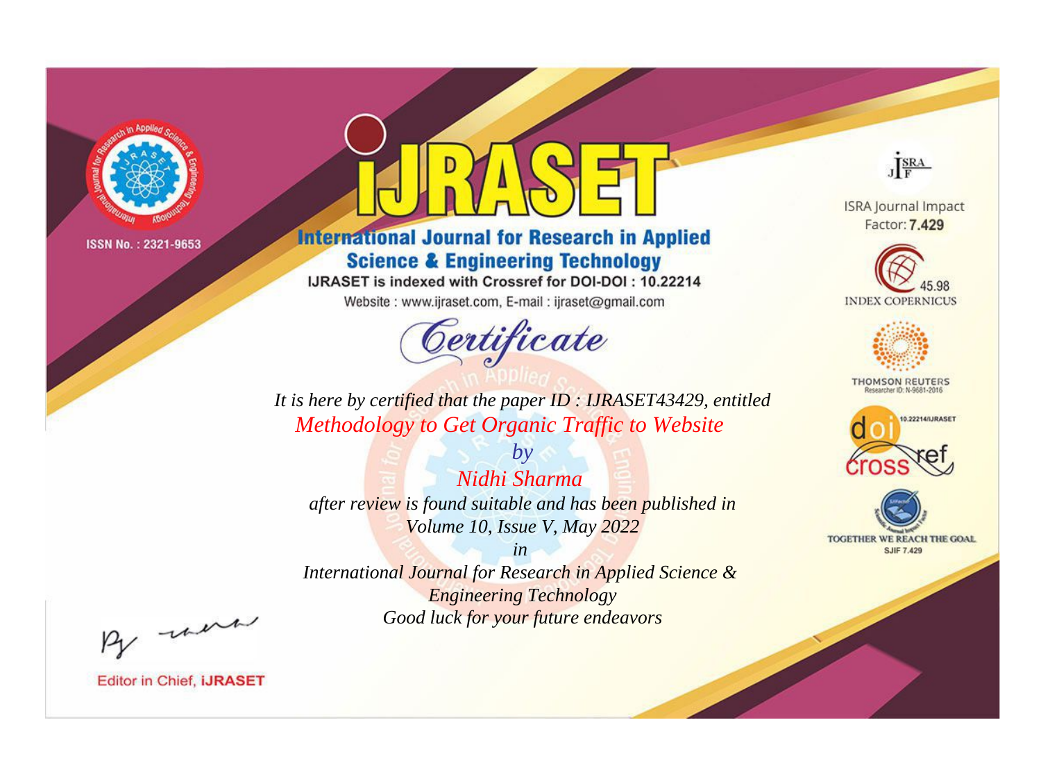ISSN No. : 2321-9653

# iJRASET

## International Journal for Research in Applied Science & Engineering Technology

IJRASET is indexed with Crossref for DOI-DOI : 10.22214

Website : www.ijraset.com, E-mail : ijraset@gmail.com

*Certificate*

*It is here by certified that the paper ID : IJRASET43429, entitled*

*Methodology to Get Organic Traffic to Website*

*by*

*Nidhi Sharma*

*after review is found suitable and has been published in*

*Volume 10, Issue V, May 2022*

*in*

*International Journal for Research in Applied Science & Engineering Technology*

*Good luck for your future endeavors*

ISRA Journal Impact Factor: **7.429**

45.98 INDEX COPERNICUS

THOMSON REUTERS Researcher ID: N-9681-2016

10.22214/IJRASET

TOGETHER WE REACH THE GOAL SJIF 7.429

Editor in Chief, **iJRASET**